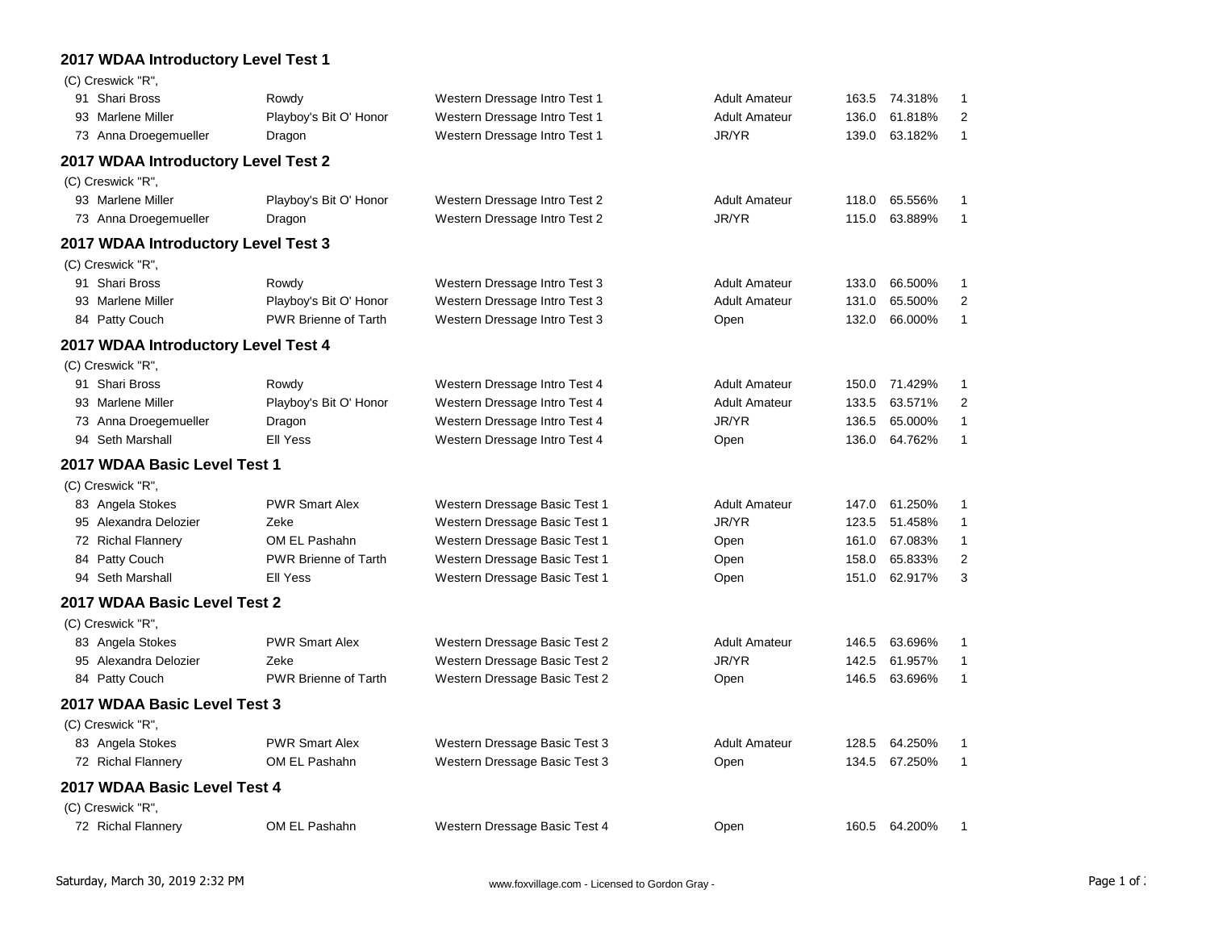## 2017 WDAA Introductory Level Test 1

(C) Creswick "R",

| No. | Rider | Horse | Test | Division | Score | Percent | Place |
|---|---|---|---|---|---|---|---|
| 91 | Shari Bross | Rowdy | Western Dressage Intro Test 1 | Adult Amateur | 163.5 | 74.318% | 1 |
| 93 | Marlene Miller | Playboy's Bit O' Honor | Western Dressage Intro Test 1 | Adult Amateur | 136.0 | 61.818% | 2 |
| 73 | Anna Droegemueller | Dragon | Western Dressage Intro Test 1 | JR/YR | 139.0 | 63.182% | 1 |

## 2017 WDAA Introductory Level Test 2

(C) Creswick "R",

| No. | Rider | Horse | Test | Division | Score | Percent | Place |
|---|---|---|---|---|---|---|---|
| 93 | Marlene Miller | Playboy's Bit O' Honor | Western Dressage Intro Test 2 | Adult Amateur | 118.0 | 65.556% | 1 |
| 73 | Anna Droegemueller | Dragon | Western Dressage Intro Test 2 | JR/YR | 115.0 | 63.889% | 1 |

## 2017 WDAA Introductory Level Test 3

(C) Creswick "R",

| No. | Rider | Horse | Test | Division | Score | Percent | Place |
|---|---|---|---|---|---|---|---|
| 91 | Shari Bross | Rowdy | Western Dressage Intro Test 3 | Adult Amateur | 133.0 | 66.500% | 1 |
| 93 | Marlene Miller | Playboy's Bit O' Honor | Western Dressage Intro Test 3 | Adult Amateur | 131.0 | 65.500% | 2 |
| 84 | Patty Couch | PWR Brienne of Tarth | Western Dressage Intro Test 3 | Open | 132.0 | 66.000% | 1 |

## 2017 WDAA Introductory Level Test 4

(C) Creswick "R",

| No. | Rider | Horse | Test | Division | Score | Percent | Place |
|---|---|---|---|---|---|---|---|
| 91 | Shari Bross | Rowdy | Western Dressage Intro Test 4 | Adult Amateur | 150.0 | 71.429% | 1 |
| 93 | Marlene Miller | Playboy's Bit O' Honor | Western Dressage Intro Test 4 | Adult Amateur | 133.5 | 63.571% | 2 |
| 73 | Anna Droegemueller | Dragon | Western Dressage Intro Test 4 | JR/YR | 136.5 | 65.000% | 1 |
| 94 | Seth Marshall | Ell Yess | Western Dressage Intro Test 4 | Open | 136.0 | 64.762% | 1 |

## 2017 WDAA Basic Level Test 1

(C) Creswick "R",

| No. | Rider | Horse | Test | Division | Score | Percent | Place |
|---|---|---|---|---|---|---|---|
| 83 | Angela Stokes | PWR Smart Alex | Western Dressage Basic Test 1 | Adult Amateur | 147.0 | 61.250% | 1 |
| 95 | Alexandra Delozier | Zeke | Western Dressage Basic Test 1 | JR/YR | 123.5 | 51.458% | 1 |
| 72 | Richal Flannery | OM EL Pashahn | Western Dressage Basic Test 1 | Open | 161.0 | 67.083% | 1 |
| 84 | Patty Couch | PWR Brienne of Tarth | Western Dressage Basic Test 1 | Open | 158.0 | 65.833% | 2 |
| 94 | Seth Marshall | Ell Yess | Western Dressage Basic Test 1 | Open | 151.0 | 62.917% | 3 |

## 2017 WDAA Basic Level Test 2

(C) Creswick "R",

| No. | Rider | Horse | Test | Division | Score | Percent | Place |
|---|---|---|---|---|---|---|---|
| 83 | Angela Stokes | PWR Smart Alex | Western Dressage Basic Test 2 | Adult Amateur | 146.5 | 63.696% | 1 |
| 95 | Alexandra Delozier | Zeke | Western Dressage Basic Test 2 | JR/YR | 142.5 | 61.957% | 1 |
| 84 | Patty Couch | PWR Brienne of Tarth | Western Dressage Basic Test 2 | Open | 146.5 | 63.696% | 1 |

## 2017 WDAA Basic Level Test 3

(C) Creswick "R",

| No. | Rider | Horse | Test | Division | Score | Percent | Place |
|---|---|---|---|---|---|---|---|
| 83 | Angela Stokes | PWR Smart Alex | Western Dressage Basic Test 3 | Adult Amateur | 128.5 | 64.250% | 1 |
| 72 | Richal Flannery | OM EL Pashahn | Western Dressage Basic Test 3 | Open | 134.5 | 67.250% | 1 |

## 2017 WDAA Basic Level Test 4

(C) Creswick "R",

| No. | Rider | Horse | Test | Division | Score | Percent | Place |
|---|---|---|---|---|---|---|---|
| 72 | Richal Flannery | OM EL Pashahn | Western Dressage Basic Test 4 | Open | 160.5 | 64.200% | 1 |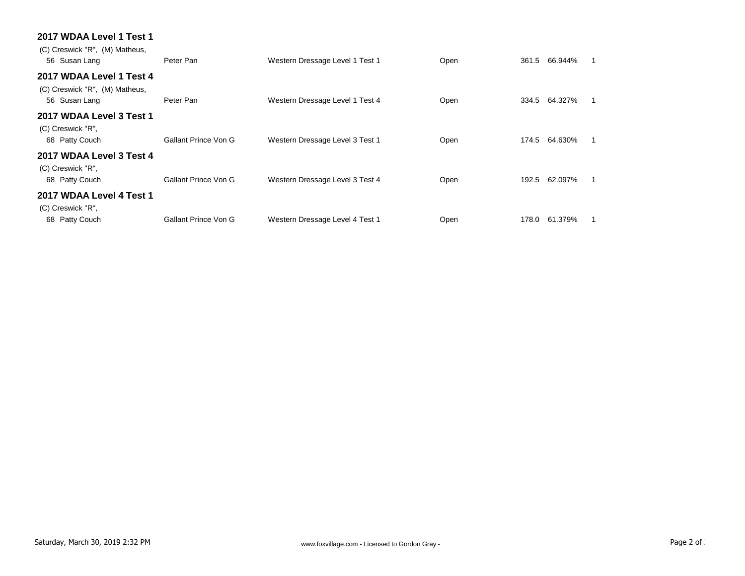### 2017 WDAA Level 1 Test 1

(C) Creswick "R", (M) Matheus,

| | | | | | | |
|---|---|---|---|---|---|---|
| 56 Susan Lang | Peter Pan | Western Dressage Level 1 Test 1 | Open | 361.5 | 66.944% | 1 |

### 2017 WDAA Level 1 Test 4

(C) Creswick "R", (M) Matheus,

| | | | | | | |
|---|---|---|---|---|---|---|
| 56 Susan Lang | Peter Pan | Western Dressage Level 1 Test 4 | Open | 334.5 | 64.327% | 1 |

### 2017 WDAA Level 3 Test 1

(C) Creswick "R",

| | | | | | | |
|---|---|---|---|---|---|---|
| 68 Patty Couch | Gallant Prince Von G | Western Dressage Level 3 Test 1 | Open | 174.5 | 64.630% | 1 |

### 2017 WDAA Level 3 Test 4

(C) Creswick "R",

| | | | | | | |
|---|---|---|---|---|---|---|
| 68 Patty Couch | Gallant Prince Von G | Western Dressage Level 3 Test 4 | Open | 192.5 | 62.097% | 1 |

### 2017 WDAA Level 4 Test 1

(C) Creswick "R",

| | | | | | | |
|---|---|---|---|---|---|---|
| 68 Patty Couch | Gallant Prince Von G | Western Dressage Level 4 Test 1 | Open | 178.0 | 61.379% | 1 |

Saturday, March 30, 2019 2:32 PM

www.foxvillage.com - Licensed to Gordon Gray -